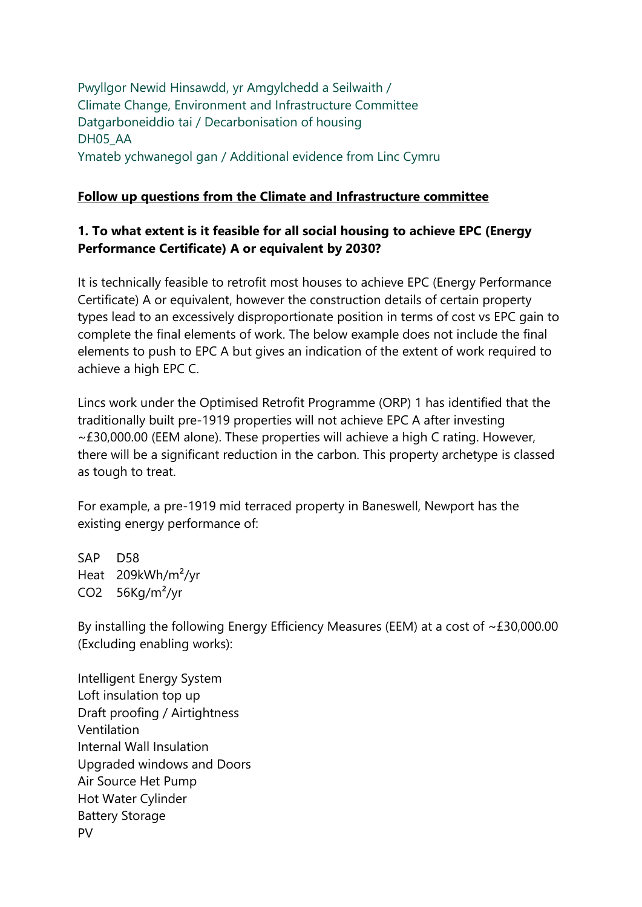Pwyllgor Newid Hinsawdd, yr Amgylchedd a Seilwaith /
Climate Change, Environment and Infrastructure Committee
Datgarboneiddio tai / Decarbonisation of housing
DH05_AA
Ymateb ychwanegol gan / Additional evidence from Linc Cymru

**Follow up questions from the Climate and Infrastructure committee**

**1. To what extent is it feasible for all social housing to achieve EPC (Energy Performance Certificate) A or equivalent by 2030?**

It is technically feasible to retrofit most houses to achieve EPC (Energy Performance Certificate) A or equivalent, however the construction details of certain property types lead to an excessively disproportionate position in terms of cost vs EPC gain to complete the final elements of work. The below example does not include the final elements to push to EPC A but gives an indication of the extent of work required to achieve a high EPC C.

Lincs work under the Optimised Retrofit Programme (ORP) 1 has identified that the traditionally built pre-1919 properties will not achieve EPC A after investing ~£30,000.00 (EEM alone). These properties will achieve a high C rating. However, there will be a significant reduction in the carbon. This property archetype is classed as tough to treat.

For example, a pre-1919 mid terraced property in Baneswell, Newport has the existing energy performance of:

SAP D58
Heat 209kWh/m²/yr
$CO_2$ 56Kg/m²/yr

By installing the following Energy Efficiency Measures (EEM) at a cost of ~£30,000.00 (Excluding enabling works):

Intelligent Energy System
Loft insulation top up
Draft proofing / Airtightness
Ventilation
Internal Wall Insulation
Upgraded windows and Doors
Air Source Het Pump
Hot Water Cylinder
Battery Storage
PV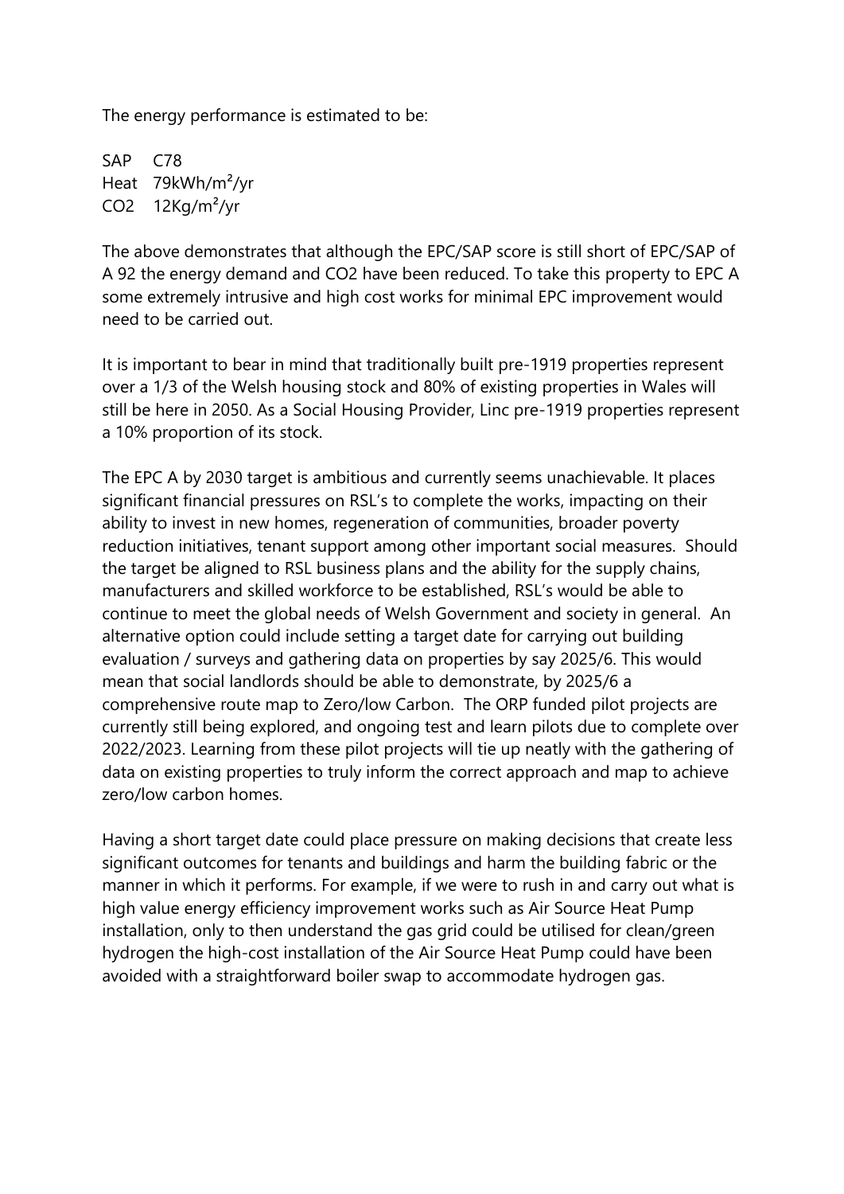The energy performance is estimated to be:

SAP C78
Heat 79kWh/m²/yr
$CO_2$ 12Kg/m²/yr

The above demonstrates that although the EPC/SAP score is still short of EPC/SAP of A 92 the energy demand and $CO_2$ have been reduced. To take this property to EPC A some extremely intrusive and high cost works for minimal EPC improvement would need to be carried out.

It is important to bear in mind that traditionally built pre-1919 properties represent over a 1/3 of the Welsh housing stock and 80% of existing properties in Wales will still be here in 2050. As a Social Housing Provider, Linc pre-1919 properties represent a 10% proportion of its stock.

The EPC A by 2030 target is ambitious and currently seems unachievable. It places significant financial pressures on RSL's to complete the works, impacting on their ability to invest in new homes, regeneration of communities, broader poverty reduction initiatives, tenant support among other important social measures. Should the target be aligned to RSL business plans and the ability for the supply chains, manufacturers and skilled workforce to be established, RSL's would be able to continue to meet the global needs of Welsh Government and society in general. An alternative option could include setting a target date for carrying out building evaluation / surveys and gathering data on properties by say 2025/6. This would mean that social landlords should be able to demonstrate, by 2025/6 a comprehensive route map to Zero/low Carbon. The ORP funded pilot projects are currently still being explored, and ongoing test and learn pilots due to complete over 2022/2023. Learning from these pilot projects will tie up neatly with the gathering of data on existing properties to truly inform the correct approach and map to achieve zero/low carbon homes.

Having a short target date could place pressure on making decisions that create less significant outcomes for tenants and buildings and harm the building fabric or the manner in which it performs. For example, if we were to rush in and carry out what is high value energy efficiency improvement works such as Air Source Heat Pump installation, only to then understand the gas grid could be utilised for clean/green hydrogen the high-cost installation of the Air Source Heat Pump could have been avoided with a straightforward boiler swap to accommodate hydrogen gas.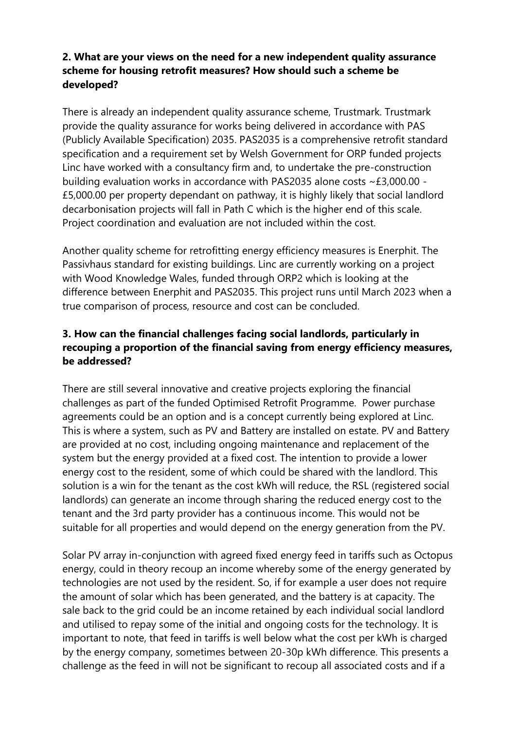**2. What are your views on the need for a new independent quality assurance scheme for housing retrofit measures? How should such a scheme be developed?**

There is already an independent quality assurance scheme, Trustmark. Trustmark provide the quality assurance for works being delivered in accordance with PAS (Publicly Available Specification) 2035. PAS2035 is a comprehensive retrofit standard specification and a requirement set by Welsh Government for ORP funded projects Linc have worked with a consultancy firm and, to undertake the pre-construction building evaluation works in accordance with PAS2035 alone costs ~£3,000.00 - £5,000.00 per property dependant on pathway, it is highly likely that social landlord decarbonisation projects will fall in Path C which is the higher end of this scale. Project coordination and evaluation are not included within the cost.

Another quality scheme for retrofitting energy efficiency measures is Enerphit. The Passivhaus standard for existing buildings. Linc are currently working on a project with Wood Knowledge Wales, funded through ORP2 which is looking at the difference between Enerphit and PAS2035. This project runs until March 2023 when a true comparison of process, resource and cost can be concluded.

**3. How can the financial challenges facing social landlords, particularly in recouping a proportion of the financial saving from energy efficiency measures, be addressed?**

There are still several innovative and creative projects exploring the financial challenges as part of the funded Optimised Retrofit Programme. Power purchase agreements could be an option and is a concept currently being explored at Linc. This is where a system, such as PV and Battery are installed on estate. PV and Battery are provided at no cost, including ongoing maintenance and replacement of the system but the energy provided at a fixed cost. The intention to provide a lower energy cost to the resident, some of which could be shared with the landlord. This solution is a win for the tenant as the cost kWh will reduce, the RSL (registered social landlords) can generate an income through sharing the reduced energy cost to the tenant and the 3rd party provider has a continuous income. This would not be suitable for all properties and would depend on the energy generation from the PV.

Solar PV array in-conjunction with agreed fixed energy feed in tariffs such as Octopus energy, could in theory recoup an income whereby some of the energy generated by technologies are not used by the resident. So, if for example a user does not require the amount of solar which has been generated, and the battery is at capacity. The sale back to the grid could be an income retained by each individual social landlord and utilised to repay some of the initial and ongoing costs for the technology. It is important to note, that feed in tariffs is well below what the cost per kWh is charged by the energy company, sometimes between 20-30p kWh difference. This presents a challenge as the feed in will not be significant to recoup all associated costs and if a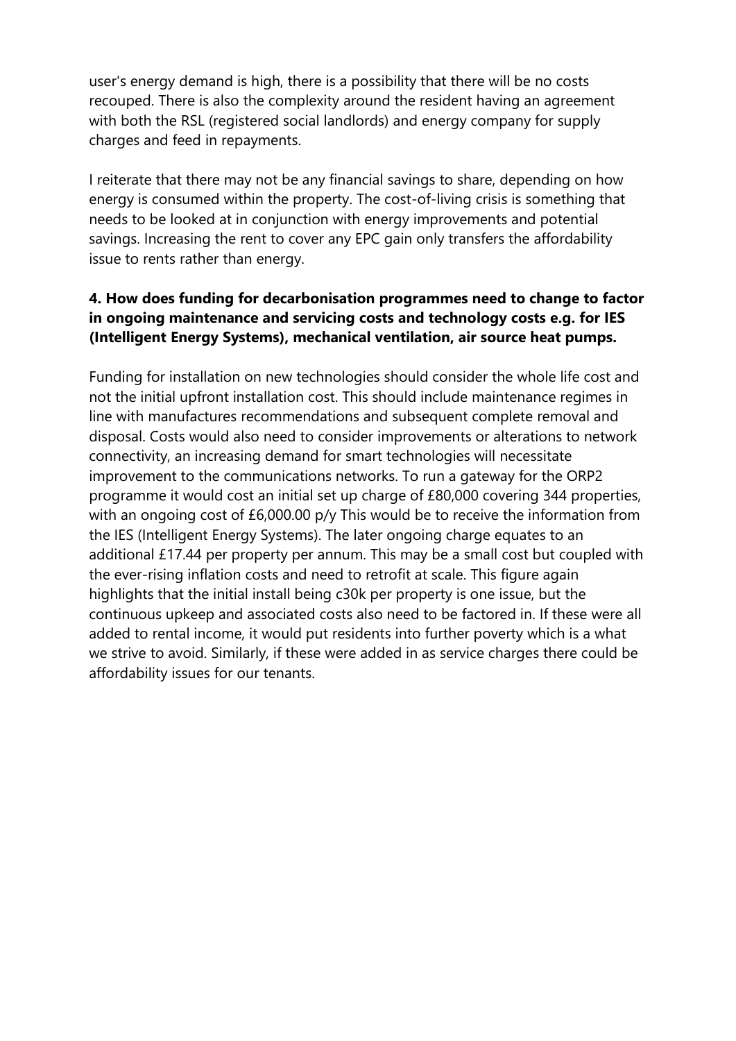user's energy demand is high, there is a possibility that there will be no costs recouped. There is also the complexity around the resident having an agreement with both the RSL (registered social landlords) and energy company for supply charges and feed in repayments.

I reiterate that there may not be any financial savings to share, depending on how energy is consumed within the property. The cost-of-living crisis is something that needs to be looked at in conjunction with energy improvements and potential savings. Increasing the rent to cover any EPC gain only transfers the affordability issue to rents rather than energy.

**4. How does funding for decarbonisation programmes need to change to factor in ongoing maintenance and servicing costs and technology costs e.g. for IES (Intelligent Energy Systems), mechanical ventilation, air source heat pumps.**

Funding for installation on new technologies should consider the whole life cost and not the initial upfront installation cost. This should include maintenance regimes in line with manufactures recommendations and subsequent complete removal and disposal. Costs would also need to consider improvements or alterations to network connectivity, an increasing demand for smart technologies will necessitate improvement to the communications networks. To run a gateway for the ORP2 programme it would cost an initial set up charge of £80,000 covering 344 properties, with an ongoing cost of £6,000.00 p/y This would be to receive the information from the IES (Intelligent Energy Systems). The later ongoing charge equates to an additional £17.44 per property per annum. This may be a small cost but coupled with the ever-rising inflation costs and need to retrofit at scale. This figure again highlights that the initial install being c30k per property is one issue, but the continuous upkeep and associated costs also need to be factored in. If these were all added to rental income, it would put residents into further poverty which is a what we strive to avoid. Similarly, if these were added in as service charges there could be affordability issues for our tenants.